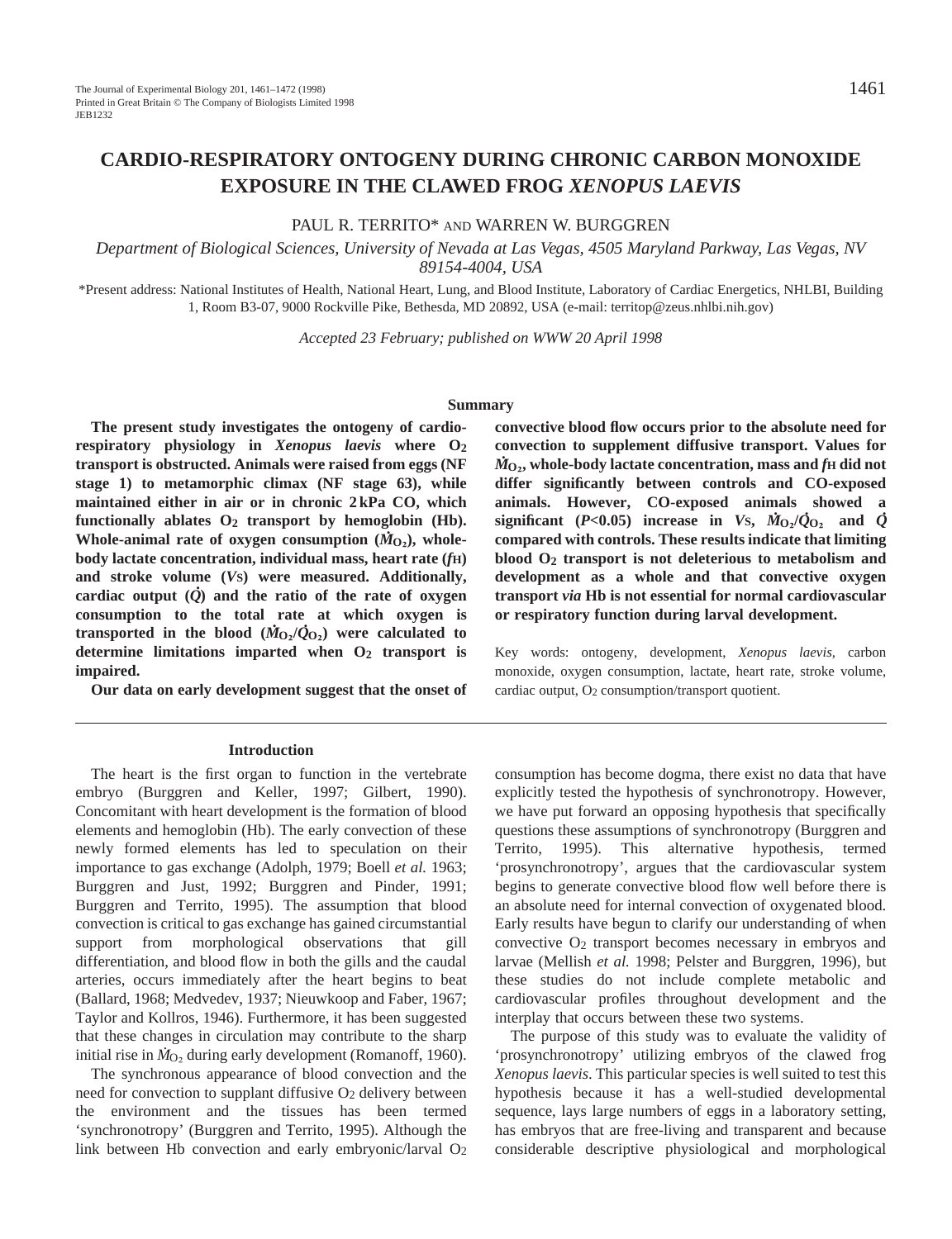# CARDIO-RESPIRATORY ONTOGENY DURING CHRONIC CARBON MONOXIDE EXPOSURE IN THE CLAWED FROG *XENOPUS LAEVIS*

PAUL R. TERRITO* AND WARREN W. BURGGREN

*Department of Biological Sciences, University of Nevada at Las Vegas, 4505 Maryland Parkway, Las Vegas, NV 89154-4004, USA*

*Present address: National Institutes of Health, National Heart, Lung, and Blood Institute, Laboratory of Cardiac Energetics, NHLBI, Building 1, Room B3-07, 9000 Rockville Pike, Bethesda, MD 20892, USA (e-mail: territop@zeus.nhlbi.nih.gov)

*Accepted 23 February; published on WWW 20 April 1998*

## Summary

**The present study investigates the ontogeny of cardio-respiratory physiology in *Xenopus laevis* where $O_2$ transport is obstructed. Animals were raised from eggs (NF stage 1) to metamorphic climax (NF stage 63), while maintained either in air or in chronic 2 kPa CO, which functionally ablates $O_2$ transport by hemoglobin (Hb). Whole-animal rate of oxygen consumption ($\dot{M}_{O_2}$), whole-body lactate concentration, individual mass, heart rate ($f_H$) and stroke volume ($V_S$) were measured. Additionally, cardiac output ($\dot{Q}$) and the ratio of the rate of oxygen consumption to the total rate at which oxygen is transported in the blood ($\dot{M}_{O_2}/\dot{Q}_{O_2}$) were calculated to determine limitations imparted when $O_2$ transport is impaired.**

**Our data on early development suggest that the onset of convective blood flow occurs prior to the absolute need for convection to supplement diffusive transport. Values for $\dot{M}_{O_2}$, whole-body lactate concentration, mass and $f_H$ did not differ significantly between controls and CO-exposed animals. However, CO-exposed animals showed a significant ($P<0.05$) increase in $V_S$, $\dot{M}_{O_2}/\dot{Q}_{O_2}$ and $\dot{Q}$ compared with controls. These results indicate that limiting blood $O_2$ transport is not deleterious to metabolism and development as a whole and that convective oxygen transport *via* Hb is not essential for normal cardiovascular or respiratory function during larval development.**

Key words: ontogeny, development, *Xenopus laevis*, carbon monoxide, oxygen consumption, lactate, heart rate, stroke volume, cardiac output, $O_2$ consumption/transport quotient.

## Introduction

The heart is the first organ to function in the vertebrate embryo (Burggren and Keller, 1997; Gilbert, 1990). Concomitant with heart development is the formation of blood elements and hemoglobin (Hb). The early convection of these newly formed elements has led to speculation on their importance to gas exchange (Adolph, 1979; Boell *et al.* 1963; Burggren and Just, 1992; Burggren and Pinder, 1991; Burggren and Territo, 1995). The assumption that blood convection is critical to gas exchange has gained circumstantial support from morphological observations that gill differentiation, and blood flow in both the gills and the caudal arteries, occurs immediately after the heart begins to beat (Ballard, 1968; Medvedev, 1937; Nieuwkoop and Faber, 1967; Taylor and Kollros, 1946). Furthermore, it has been suggested that these changes in circulation may contribute to the sharp initial rise in $\dot{M}_{O_2}$ during early development (Romanoff, 1960).

The synchronous appearance of blood convection and the need for convection to supplant diffusive $O_2$ delivery between the environment and the tissues has been termed 'synchronotropy' (Burggren and Territo, 1995). Although the link between Hb convection and early embryonic/larval $O_2$ consumption has become dogma, there exist no data that have explicitly tested the hypothesis of synchronotropy. However, we have put forward an opposing hypothesis that specifically questions these assumptions of synchronotropy (Burggren and Territo, 1995). This alternative hypothesis, termed 'prosynchronotropy', argues that the cardiovascular system begins to generate convective blood flow well before there is an absolute need for internal convection of oxygenated blood. Early results have begun to clarify our understanding of when convective $O_2$ transport becomes necessary in embryos and larvae (Mellish *et al.* 1998; Pelster and Burggren, 1996), but these studies do not include complete metabolic and cardiovascular profiles throughout development and the interplay that occurs between these two systems.

The purpose of this study was to evaluate the validity of 'prosynchronotropy' utilizing embryos of the clawed frog *Xenopus laevis*. This particular species is well suited to test this hypothesis because it has a well-studied developmental sequence, lays large numbers of eggs in a laboratory setting, has embryos that are free-living and transparent and because considerable descriptive physiological and morphological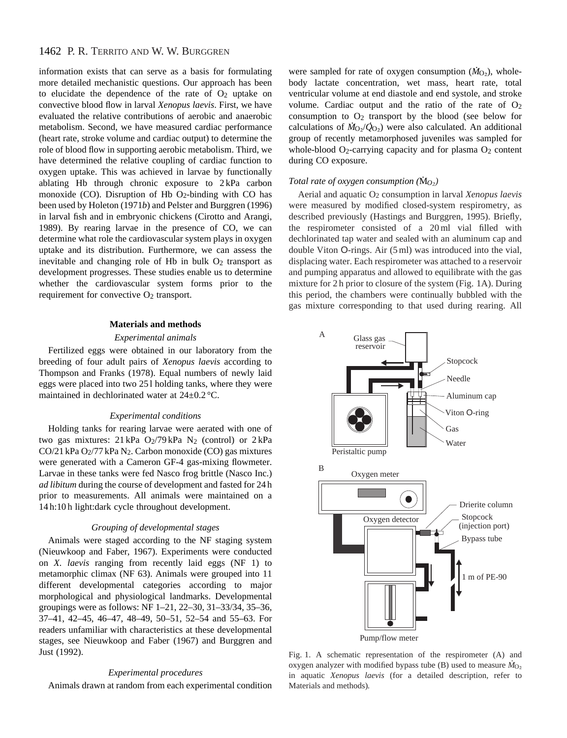information exists that can serve as a basis for formulating more detailed mechanistic questions. Our approach has been to elucidate the dependence of the rate of $O_2$ uptake on convective blood flow in larval *Xenopus laevis*. First, we have evaluated the relative contributions of aerobic and anaerobic metabolism. Second, we have measured cardiac performance (heart rate, stroke volume and cardiac output) to determine the role of blood flow in supporting aerobic metabolism. Third, we have determined the relative coupling of cardiac function to oxygen uptake. This was achieved in larvae by functionally ablating Hb through chronic exposure to 2 kPa carbon monoxide (CO). Disruption of Hb $O_2$-binding with CO has been used by Holeton (1971*b*) and Pelster and Burggren (1996) in larval fish and in embryonic chickens (Cirotto and Arangi, 1989). By rearing larvae in the presence of CO, we can determine what role the cardiovascular system plays in oxygen uptake and its distribution. Furthermore, we can assess the inevitable and changing role of Hb in bulk $O_2$ transport as development progresses. These studies enable us to determine whether the cardiovascular system forms prior to the requirement for convective $O_2$ transport.

## Materials and methods

### *Experimental animals*

Fertilized eggs were obtained in our laboratory from the breeding of four adult pairs of *Xenopus laevis* according to Thompson and Franks (1978). Equal numbers of newly laid eggs were placed into two 25 l holding tanks, where they were maintained in dechlorinated water at 24±0.2 °C.

### *Experimental conditions*

Holding tanks for rearing larvae were aerated with one of two gas mixtures: 21 kPa $O_2$/79 kPa $N_2$ (control) or 2 kPa CO/21 kPa $O_2$/77 kPa $N_2$. Carbon monoxide (CO) gas mixtures were generated with a Cameron GF-4 gas-mixing flowmeter. Larvae in these tanks were fed Nasco frog brittle (Nasco Inc.) *ad libitum* during the course of development and fasted for 24 h prior to measurements. All animals were maintained on a 14 h:10 h light:dark cycle throughout development.

### *Grouping of developmental stages*

Animals were staged according to the NF staging system (Nieuwkoop and Faber, 1967). Experiments were conducted on *X. laevis* ranging from recently laid eggs (NF 1) to metamorphic climax (NF 63). Animals were grouped into 11 different developmental categories according to major morphological and physiological landmarks. Developmental groupings were as follows: NF 1–21, 22–30, 31–33/34, 35–36, 37–41, 42–45, 46–47, 48–49, 50–51, 52–54 and 55–63. For readers unfamiliar with characteristics at these developmental stages, see Nieuwkoop and Faber (1967) and Burggren and Just (1992).

### *Experimental procedures*

Animals drawn at random from each experimental condition were sampled for rate of oxygen consumption ($\dot{M}_{O_2}$), whole-body lactate concentration, wet mass, heart rate, total ventricular volume at end diastole and end systole, and stroke volume. Cardiac output and the ratio of the rate of $O_2$ consumption to $O_2$ transport by the blood (see below for calculations of $\dot{M}_{O_2}/\dot{Q}_{O_2}$) were also calculated. An additional group of recently metamorphosed juveniles was sampled for whole-blood $O_2$-carrying capacity and for plasma $O_2$ content during CO exposure.

### *Total rate of oxygen consumption ($\dot{M}_{O_2}$)*

Aerial and aquatic $O_2$ consumption in larval *Xenopus laevis* were measured by modified closed-system respirometry, as described previously (Hastings and Burggren, 1995). Briefly, the respirometer consisted of a 20 ml vial filled with dechlorinated tap water and sealed with an aluminum cap and double Viton O-rings. Air (5 ml) was introduced into the vial, displacing water. Each respirometer was attached to a reservoir and pumping apparatus and allowed to equilibrate with the gas mixture for 2 h prior to closure of the system (Fig. 1A). During this period, the chambers were continually bubbled with the gas mixture corresponding to that used during rearing. All

Fig. 1. A schematic representation of the respirometer (A) and oxygen analyzer with modified bypass tube (B) used to measure $\dot{M}_{O_2}$ in aquatic *Xenopus laevis* (for a detailed description, refer to Materials and methods).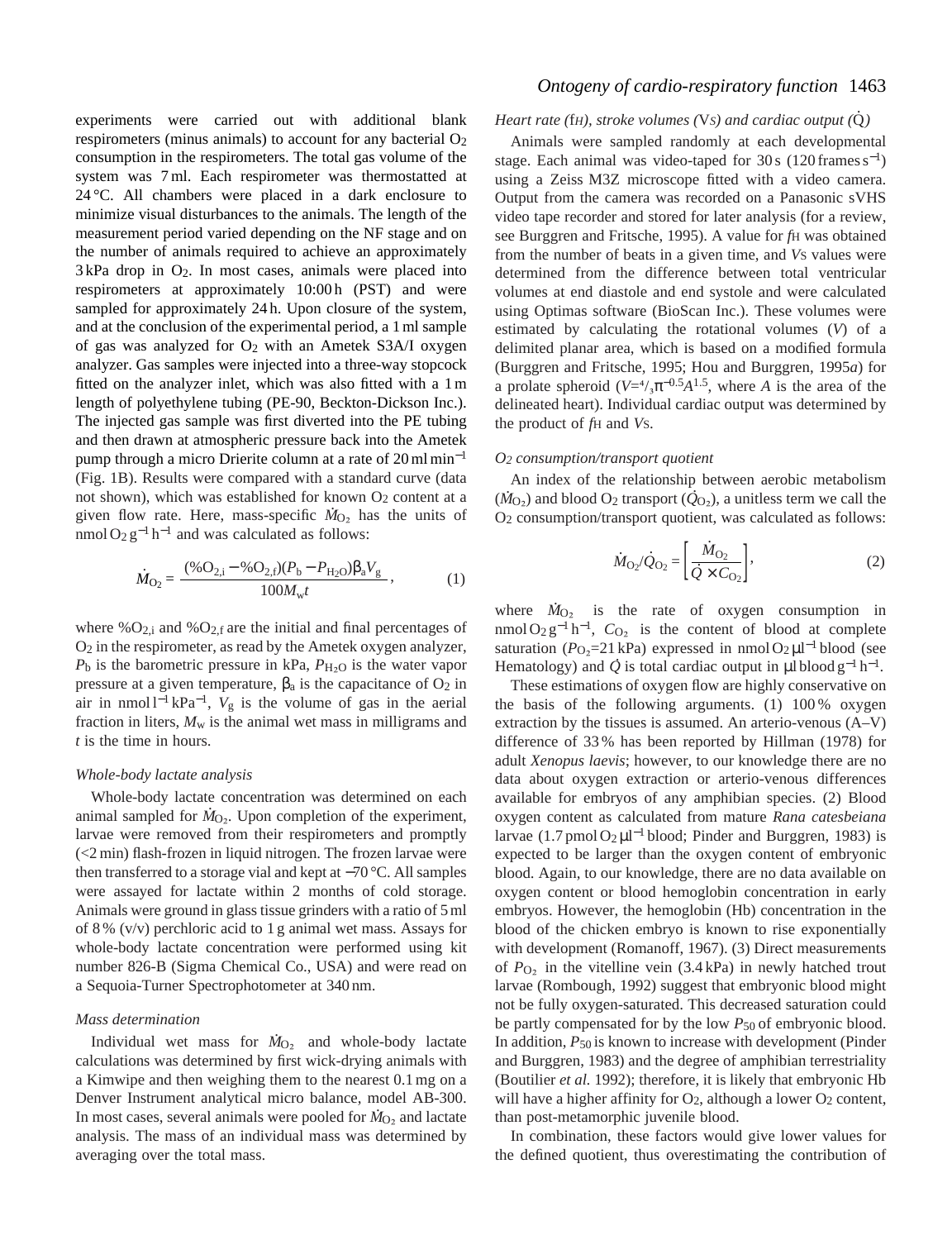experiments were carried out with additional blank respirometers (minus animals) to account for any bacterial $O_2$ consumption in the respirometers. The total gas volume of the system was 7 ml. Each respirometer was thermostatted at 24 °C. All chambers were placed in a dark enclosure to minimize visual disturbances to the animals. The length of the measurement period varied depending on the NF stage and on the number of animals required to achieve an approximately 3 kPa drop in $O_2$. In most cases, animals were placed into respirometers at approximately 10:00 h (PST) and were sampled for approximately 24 h. Upon closure of the system, and at the conclusion of the experimental period, a 1 ml sample of gas was analyzed for $O_2$ with an Ametek S3A/I oxygen analyzer. Gas samples were injected into a three-way stopcock fitted on the analyzer inlet, which was also fitted with a 1 m length of polyethylene tubing (PE-90, Beckton-Dickson Inc.). The injected gas sample was first diverted into the PE tubing and then drawn at atmospheric pressure back into the Ametek pump through a micro Drierite column at a rate of 20 ml min$^{-1}$ (Fig. 1B). Results were compared with a standard curve (data not shown), which was established for known $O_2$ content at a given flow rate. Here, mass-specific $\dot{M}_{O_2}$ has the units of nmol $O_2$ g$^{-1}$ h$^{-1}$ and was calculated as follows:

$$\dot{M}_{O_2} = \frac{(\%O_{2,i} - \%O_{2,f})(P_b - P_{H_2O})\beta_a V_g}{100 M_w t}\,, \qquad (1)$$

where $\%O_{2,i}$ and $\%O_{2,f}$ are the initial and final percentages of $O_2$ in the respirometer, as read by the Ametek oxygen analyzer, $P_b$ is the barometric pressure in kPa, $P_{H_2O}$ is the water vapor pressure at a given temperature, $\beta_a$ is the capacitance of $O_2$ in air in nmol l$^{-1}$ kPa$^{-1}$, $V_g$ is the volume of gas in the aerial fraction in liters, $M_w$ is the animal wet mass in milligrams and $t$ is the time in hours.

### *Whole-body lactate analysis*

Whole-body lactate concentration was determined on each animal sampled for $\dot{M}_{O_2}$. Upon completion of the experiment, larvae were removed from their respirometers and promptly (<2 min) flash-frozen in liquid nitrogen. The frozen larvae were then transferred to a storage vial and kept at −70 °C. All samples were assayed for lactate within 2 months of cold storage. Animals were ground in glass tissue grinders with a ratio of 5 ml of 8 % (v/v) perchloric acid to 1 g animal wet mass. Assays for whole-body lactate concentration were performed using kit number 826-B (Sigma Chemical Co., USA) and were read on a Sequoia-Turner Spectrophotometer at 340 nm.

### *Mass determination*

Individual wet mass for $\dot{M}_{O_2}$ and whole-body lactate calculations was determined by first wick-drying animals with a Kimwipe and then weighing them to the nearest 0.1 mg on a Denver Instrument analytical micro balance, model AB-300. In most cases, several animals were pooled for $\dot{M}_{O_2}$ and lactate analysis. The mass of an individual mass was determined by averaging over the total mass.

### *Heart rate ($f_H$), stroke volumes ($V_S$) and cardiac output ($\dot{Q}$)*

Animals were sampled randomly at each developmental stage. Each animal was video-taped for 30 s (120 frames s$^{-1}$) using a Zeiss M3Z microscope fitted with a video camera. Output from the camera was recorded on a Panasonic sVHS video tape recorder and stored for later analysis (for a review, see Burggren and Fritsche, 1995). A value for $f_H$ was obtained from the number of beats in a given time, and $V_S$ values were determined from the difference between total ventricular volumes at end diastole and end systole and were calculated using Optimas software (BioScan Inc.). These volumes were estimated by calculating the rotational volumes ($V$) of a delimited planar area, which is based on a modified formula (Burggren and Fritsche, 1995; Hou and Burggren, 1995*a*) for a prolate spheroid ($V = {}^4/_3\pi^{-0.5}A^{1.5}$, where $A$ is the area of the delineated heart). Individual cardiac output was determined by the product of $f_H$ and $V_S$.

### *$O_2$ consumption/transport quotient*

An index of the relationship between aerobic metabolism ($\dot{M}_{O_2}$) and blood $O_2$ transport ($\dot{Q}_{O_2}$), a unitless term we call the $O_2$ consumption/transport quotient, was calculated as follows:

$$\dot{M}_{O_2}/\dot{Q}_{O_2} = \left[\frac{\dot{M}_{O_2}}{\dot{Q} \times C_{O_2}}\right], \qquad (2)$$

where $\dot{M}_{O_2}$ is the rate of oxygen consumption in nmol $O_2$ g$^{-1}$ h$^{-1}$, $C_{O_2}$ is the content of blood at complete saturation ($P_{O_2}$=21 kPa) expressed in nmol $O_2$ μl$^{-1}$ blood (see Hematology) and $\dot{Q}$ is total cardiac output in μl blood g$^{-1}$ h$^{-1}$.

These estimations of oxygen flow are highly conservative on the basis of the following arguments. (1) 100 % oxygen extraction by the tissues is assumed. An arterio-venous (A–V) difference of 33 % has been reported by Hillman (1978) for adult *Xenopus laevis*; however, to our knowledge there are no data about oxygen extraction or arterio-venous differences available for embryos of any amphibian species. (2) Blood oxygen content as calculated from mature *Rana catesbeiana* larvae (1.7 pmol $O_2$ μl$^{-1}$ blood; Pinder and Burggren, 1983) is expected to be larger than the oxygen content of embryonic blood. Again, to our knowledge, there are no data available on oxygen content or blood hemoglobin concentration in early embryos. However, the hemoglobin (Hb) concentration in the blood of the chicken embryo is known to rise exponentially with development (Romanoff, 1967). (3) Direct measurements of $P_{O_2}$ in the vitelline vein (3.4 kPa) in newly hatched trout larvae (Rombough, 1992) suggest that embryonic blood might not be fully oxygen-saturated. This decreased saturation could be partly compensated for by the low $P_{50}$ of embryonic blood. In addition, $P_{50}$ is known to increase with development (Pinder and Burggren, 1983) and the degree of amphibian terrestriality (Boutilier *et al.* 1992); therefore, it is likely that embryonic Hb will have a higher affinity for $O_2$, although a lower $O_2$ content, than post-metamorphic juvenile blood.

In combination, these factors would give lower values for the defined quotient, thus overestimating the contribution of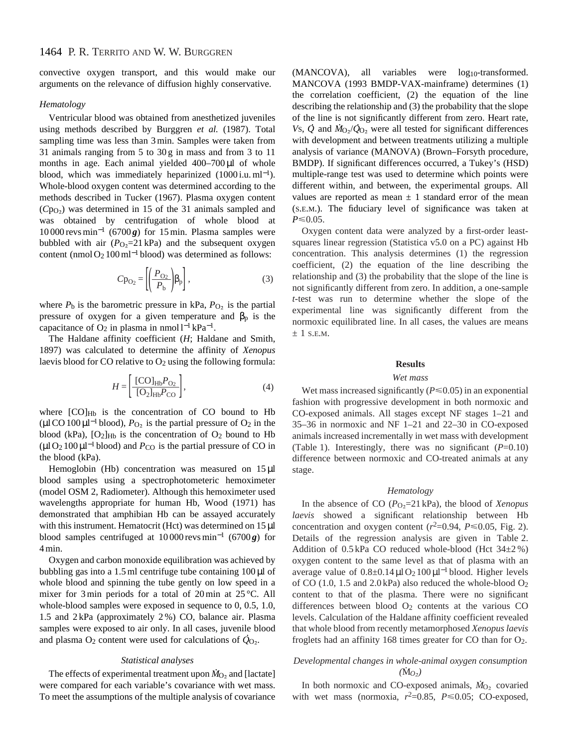convective oxygen transport, and this would make our arguments on the relevance of diffusion highly conservative.

### *Hematology*

Ventricular blood was obtained from anesthetized juveniles using methods described by Burggren *et al.* (1987). Total sampling time was less than 3 min. Samples were taken from 31 animals ranging from 5 to 30 g in mass and from 3 to 11 months in age. Each animal yielded 400–700 μl of whole blood, which was immediately heparinized (1000 i.u. $ml^{-1}$). Whole-blood oxygen content was determined according to the methods described in Tucker (1967). Plasma oxygen content ($Cp_{O_2}$) was determined in 15 of the 31 animals sampled and was obtained by centrifugation of whole blood at 10 000 revs $min^{-1}$ (6700 ***g***) for 15 min. Plasma samples were bubbled with air ($P_{O_2}$=21 kPa) and the subsequent oxygen content (nmol $O_2$ 100 $ml^{-1}$ blood) was determined as follows:

$$Cp_{O_2} = \left[ \left( \frac{P_{O_2}}{P_b} \right) \beta_p \right], \tag{3}$$

where $P_b$ is the barometric pressure in kPa, $P_{O_2}$ is the partial pressure of oxygen for a given temperature and $\beta_p$ is the capacitance of $O_2$ in plasma in nmol $l^{-1}$ $kPa^{-1}$.

The Haldane affinity coefficient (*H*; Haldane and Smith, 1897) was calculated to determine the affinity of *Xenopus* laevis blood for CO relative to $O_2$ using the following formula:

$$H = \left[ \frac{[CO]_{Hb} P_{O_2}}{[O_2]_{Hb} P_{CO}} \right], \tag{4}$$

where $[CO]_{Hb}$ is the concentration of CO bound to Hb (μl CO 100 $\mu l^{-1}$ blood), $P_{O_2}$ is the partial pressure of $O_2$ in the blood (kPa), $[O_2]_{Hb}$ is the concentration of $O_2$ bound to Hb (μl $O_2$ 100 $\mu l^{-1}$ blood) and $P_{CO}$ is the partial pressure of CO in the blood (kPa).

Hemoglobin (Hb) concentration was measured on 15 μl blood samples using a spectrophotometeric hemoximeter (model OSM 2, Radiometer). Although this hemoximeter used wavelengths appropriate for human Hb, Wood (1971) has demonstrated that amphibian Hb can be assayed accurately with this instrument. Hematocrit (Hct) was determined on 15 μl blood samples centrifuged at 10 000 revs $min^{-1}$ (6700 ***g***) for 4 min.

Oxygen and carbon monoxide equilibration was achieved by bubbling gas into a 1.5 ml centrifuge tube containing 100 μl of whole blood and spinning the tube gently on low speed in a mixer for 3 min periods for a total of 20 min at 25 °C. All whole-blood samples were exposed in sequence to 0, 0.5, 1.0, 1.5 and 2 kPa (approximately 2 %) CO, balance air. Plasma samples were exposed to air only. In all cases, juvenile blood and plasma $O_2$ content were used for calculations of $\dot{Q}_{O_2}$.

### *Statistical analyses*

The effects of experimental treatment upon $\dot{M}_{O_2}$ and [lactate] were compared for each variable's covariance with wet mass. To meet the assumptions of the multiple analysis of covariance (MANCOVA), all variables were $\log_{10}$-transformed. MANCOVA (1993 BMDP-VAX-mainframe) determines (1) the correlation coefficient, (2) the equation of the line describing the relationship and (3) the probability that the slope of the line is not significantly different from zero. Heart rate, $V_S$, $\dot{Q}$ and $\dot{M}_{O_2}/\dot{Q}_{O_2}$ were all tested for significant differences with development and between treatments utilizing a multiple analysis of variance (MANOVA) (Brown–Forsyth procedure, BMDP). If significant differences occurred, a Tukey's (HSD) multiple-range test was used to determine which points were different within, and between, the experimental groups. All values are reported as mean ± 1 standard error of the mean (S.E.M.). The fiduciary level of significance was taken at $P \leqslant 0.05$.

Oxygen content data were analyzed by a first-order least-squares linear regression (Statistica v5.0 on a PC) against Hb concentration. This analysis determines (1) the regression coefficient, (2) the equation of the line describing the relationship and (3) the probability that the slope of the line is not significantly different from zero. In addition, a one-sample *t*-test was run to determine whether the slope of the experimental line was significantly different from the normoxic equilibrated line. In all cases, the values are means ± 1 S.E.M.

## Results

### *Wet mass*

Wet mass increased significantly ($P \leqslant 0.05$) in an exponential fashion with progressive development in both normoxic and CO-exposed animals. All stages except NF stages 1–21 and 35–36 in normoxic and NF 1–21 and 22–30 in CO-exposed animals increased incrementally in wet mass with development (Table 1). Interestingly, there was no significant ($P$=0.10) difference between normoxic and CO-treated animals at any stage.

### *Hematology*

In the absence of CO ($P_{O_2}$=21 kPa), the blood of *Xenopus laevis* showed a significant relationship between Hb concentration and oxygen content ($r^2$=0.94, $P \leqslant 0.05$, Fig. 2). Details of the regression analysis are given in Table 2. Addition of 0.5 kPa CO reduced whole-blood (Hct 34±2 %) oxygen content to the same level as that of plasma with an average value of 0.8±0.14 μl $O_2$ 100 $\mu l^{-1}$ blood. Higher levels of CO (1.0, 1.5 and 2.0 kPa) also reduced the whole-blood $O_2$ content to that of the plasma. There were no significant differences between blood $O_2$ contents at the various CO levels. Calculation of the Haldane affinity coefficient revealed that whole blood from recently metamorphosed *Xenopus laevis* froglets had an affinity 168 times greater for CO than for $O_2$.

### *Developmental changes in whole-animal oxygen consumption ($\dot{M}_{O_2}$)*

In both normoxic and CO-exposed animals, $\dot{M}_{O_2}$ covaried with wet mass (normoxia, $r^2$=0.85, $P \leqslant 0.05$; CO-exposed,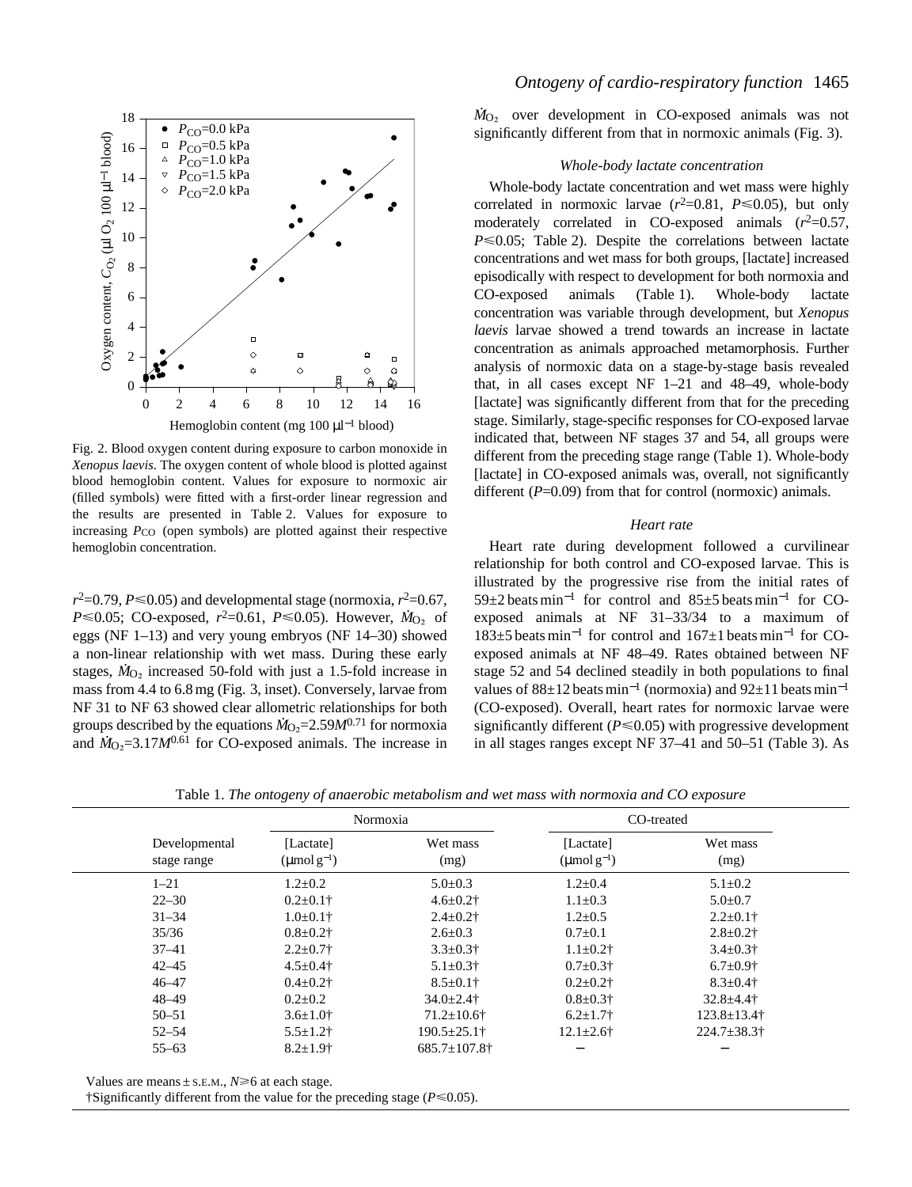Fig. 2. Blood oxygen content during exposure to carbon monoxide in *Xenopus laevis*. The oxygen content of whole blood is plotted against blood hemoglobin content. Values for exposure to normoxic air (filled symbols) were fitted with a first-order linear regression and the results are presented in Table 2. Values for exposure to increasing $P_{CO}$ (open symbols) are plotted against their respective hemoglobin concentration.

$r^2$=0.79, $P$≤0.05) and developmental stage (normoxia, $r^2$=0.67, $P$≤0.05; CO-exposed, $r^2$=0.61, $P$≤0.05). However, $\dot{M}_{O_2}$ of eggs (NF 1–13) and very young embryos (NF 14–30) showed a non-linear relationship with wet mass. During these early stages, $\dot{M}_{O_2}$ increased 50-fold with just a 1.5-fold increase in mass from 4.4 to 6.8 mg (Fig. 3, inset). Conversely, larvae from NF 31 to NF 63 showed clear allometric relationships for both groups described by the equations $\dot{M}_{O_2}$=2.59$M^{0.71}$ for normoxia and $\dot{M}_{O_2}$=3.17$M^{0.61}$ for CO-exposed animals. The increase in $\dot{M}_{O_2}$ over development in CO-exposed animals was not significantly different from that in normoxic animals (Fig. 3).

### *Whole-body lactate concentration*

Whole-body lactate concentration and wet mass were highly correlated in normoxic larvae ($r^2$=0.81, $P$≤0.05), but only moderately correlated in CO-exposed animals ($r^2$=0.57, $P$≤0.05; Table 2). Despite the correlations between lactate concentrations and wet mass for both groups, [lactate] increased episodically with respect to development for both normoxia and CO-exposed animals (Table 1). Whole-body lactate concentration was variable through development, but *Xenopus laevis* larvae showed a trend towards an increase in lactate concentration as animals approached metamorphosis. Further analysis of normoxic data on a stage-by-stage basis revealed that, in all cases except NF 1–21 and 48–49, whole-body [lactate] was significantly different from that for the preceding stage. Similarly, stage-specific responses for CO-exposed larvae indicated that, between NF stages 37 and 54, all groups were different from the preceding stage range (Table 1). Whole-body [lactate] in CO-exposed animals was, overall, not significantly different ($P$=0.09) from that for control (normoxic) animals.

### *Heart rate*

Heart rate during development followed a curvilinear relationship for both control and CO-exposed larvae. This is illustrated by the progressive rise from the initial rates of 59±2 beats min$^{-1}$ for control and 85±5 beats min$^{-1}$ for CO-exposed animals at NF 31–33/34 to a maximum of 183±5 beats min$^{-1}$ for control and 167±1 beats min$^{-1}$ for CO-exposed animals at NF 48–49. Rates obtained between NF stage 52 and 54 declined steadily in both populations to final values of 88±12 beats min$^{-1}$ (normoxia) and 92±11 beats min$^{-1}$ (CO-exposed). Overall, heart rates for normoxic larvae were significantly different ($P$≤0.05) with progressive development in all stages ranges except NF 37–41 and 50–51 (Table 3). As

Table 1. *The ontogeny of anaerobic metabolism and wet mass with normoxia and CO exposure*

| Developmental stage range | Normoxia | | CO-treated | |
|---|---|---|---|---|
| | [Lactate] (μmol g$^{-1}$) | Wet mass (mg) | [Lactate] (μmol g$^{-1}$) | Wet mass (mg) |
| 1–21 | 1.2±0.2 | 5.0±0.3 | 1.2±0.4 | 5.1±0.2 |
| 22–30 | 0.2±0.1† | 4.6±0.2† | 1.1±0.3 | 5.0±0.7 |
| 31–34 | 1.0±0.1† | 2.4±0.2† | 1.2±0.5 | 2.2±0.1† |
| 35/36 | 0.8±0.2† | 2.6±0.3 | 0.7±0.1 | 2.8±0.2† |
| 37–41 | 2.2±0.7† | 3.3±0.3† | 1.1±0.2† | 3.4±0.3† |
| 42–45 | 4.5±0.4† | 5.1±0.3† | 0.7±0.3† | 6.7±0.9† |
| 46–47 | 0.4±0.2† | 8.5±0.1† | 0.2±0.2† | 8.3±0.4† |
| 48–49 | 0.2±0.2 | 34.0±2.4† | 0.8±0.3† | 32.8±4.4† |
| 50–51 | 3.6±1.0† | 71.2±10.6† | 6.2±1.7† | 123.8±13.4† |
| 52–54 | 5.5±1.2† | 190.5±25.1† | 12.1±2.6† | 224.7±38.3† |
| 55–63 | 8.2±1.9† | 685.7±107.8† | – | – |

Values are means ± S.E.M., $N$≥6 at each stage.
†Significantly different from the value for the preceding stage ($P$≤0.05).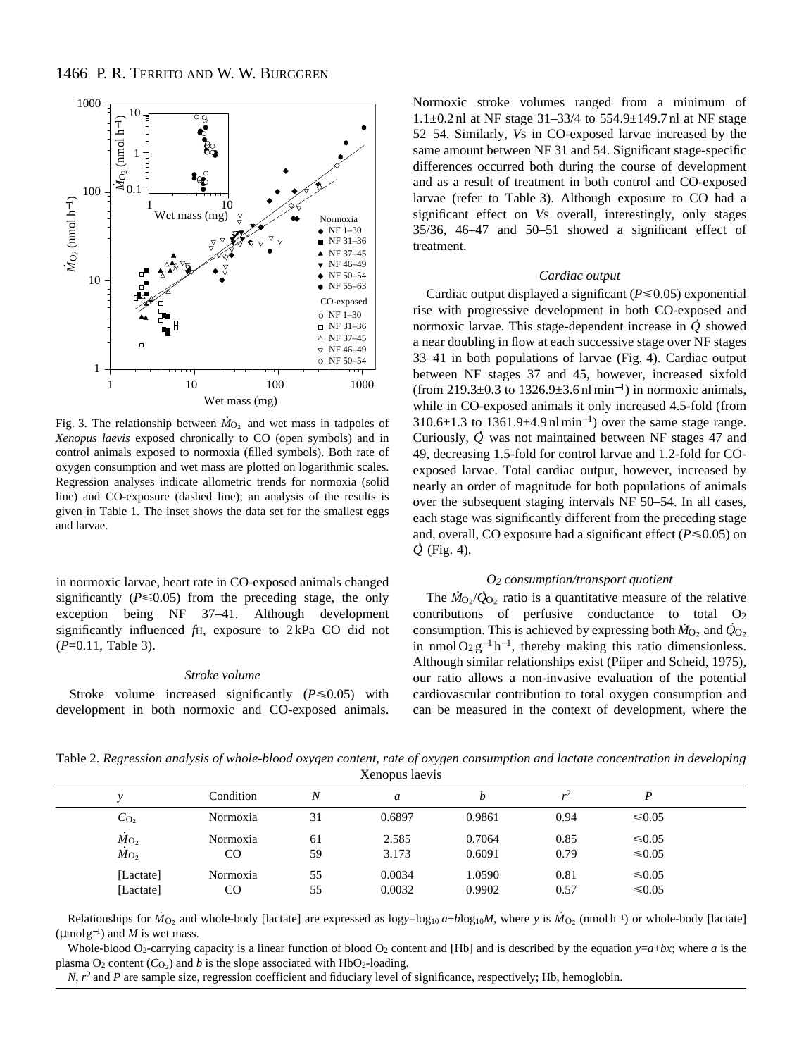Fig. 3. The relationship between $\dot{M}_{O_2}$ and wet mass in tadpoles of *Xenopus laevis* exposed chronically to CO (open symbols) and in control animals exposed to normoxia (filled symbols). Both rate of oxygen consumption and wet mass are plotted on logarithmic scales. Regression analyses indicate allometric trends for normoxia (solid line) and CO-exposure (dashed line); an analysis of the results is given in Table 1. The inset shows the data set for the smallest eggs and larvae.

in normoxic larvae, heart rate in CO-exposed animals changed significantly ($P\leq0.05$) from the preceding stage, the only exception being NF 37–41. Although development significantly influenced $f_H$, exposure to 2 kPa CO did not ($P$=0.11, Table 3).

### *Stroke volume*

Stroke volume increased significantly ($P\leq0.05$) with development in both normoxic and CO-exposed animals. Normoxic stroke volumes ranged from a minimum of 1.1±0.2 nl at NF stage 31–33/4 to 554.9±149.7 nl at NF stage 52–54. Similarly, $V_S$ in CO-exposed larvae increased by the same amount between NF 31 and 54. Significant stage-specific differences occurred both during the course of development and as a result of treatment in both control and CO-exposed larvae (refer to Table 3). Although exposure to CO had a significant effect on $V_S$ overall, interestingly, only stages 35/36, 46–47 and 50–51 showed a significant effect of treatment.

### *Cardiac output*

Cardiac output displayed a significant ($P\leq0.05$) exponential rise with progressive development in both CO-exposed and normoxic larvae. This stage-dependent increase in $\dot{Q}$ showed a near doubling in flow at each successive stage over NF stages 33–41 in both populations of larvae (Fig. 4). Cardiac output between NF stages 37 and 45, however, increased sixfold (from 219.3±0.3 to 1326.9±3.6 nl min$^{-1}$) in normoxic animals, while in CO-exposed animals it only increased 4.5-fold (from 310.6±1.3 to 1361.9±4.9 nl min$^{-1}$) over the same stage range. Curiously, $\dot{Q}$ was not maintained between NF stages 47 and 49, decreasing 1.5-fold for control larvae and 1.2-fold for CO-exposed larvae. Total cardiac output, however, increased by nearly an order of magnitude for both populations of animals over the subsequent staging intervals NF 50–54. In all cases, each stage was significantly different from the preceding stage and, overall, CO exposure had a significant effect ($P\leq0.05$) on $\dot{Q}$ (Fig. 4).

### *$O_2$ consumption/transport quotient*

The $\dot{M}_{O_2}/\dot{Q}_{O_2}$ ratio is a quantitative measure of the relative contributions of perfusive conductance to total $O_2$ consumption. This is achieved by expressing both $\dot{M}_{O_2}$ and $\dot{Q}_{O_2}$ in nmol $O_2$ g$^{-1}$ h$^{-1}$, thereby making this ratio dimensionless. Although similar relationships exist (Piiper and Scheid, 1975), our ratio allows a non-invasive evaluation of the potential cardiovascular contribution to total oxygen consumption and can be measured in the context of development, where the

Table 2. *Regression analysis of whole-blood oxygen content, rate of oxygen consumption and lactate concentration in developing* Xenopus laevis

| $y$ | Condition | $N$ | $a$ | $b$ | $r^2$ | $P$ |
|---|---|---|---|---|---|---|
| $C_{O_2}$ | Normoxia | 31 | 0.6897 | 0.9861 | 0.94 | ≤0.05 |
| $\dot{M}_{O_2}$ | Normoxia | 61 | 2.585 | 0.7064 | 0.85 | ≤0.05 |
| $\dot{M}_{O_2}$ | CO | 59 | 3.173 | 0.6091 | 0.79 | ≤0.05 |
| [Lactate] | Normoxia | 55 | 0.0034 | 1.0590 | 0.81 | ≤0.05 |
| [Lactate] | CO | 55 | 0.0032 | 0.9902 | 0.57 | ≤0.05 |

Relationships for $\dot{M}_{O_2}$ and whole-body [lactate] are expressed as $\log y=\log_{10} a+b\log_{10}M$, where $y$ is $\dot{M}_{O_2}$ (nmol h$^{-1}$) or whole-body [lactate] (μmol g$^{-1}$) and $M$ is wet mass.

Whole-blood $O_2$-carrying capacity is a linear function of blood $O_2$ content and [Hb] and is described by the equation $y=a+bx$; where $a$ is the plasma $O_2$ content ($C_{O_2}$) and $b$ is the slope associated with $HbO_2$-loading.

$N$, $r^2$ and $P$ are sample size, regression coefficient and fiduciary level of significance, respectively; Hb, hemoglobin.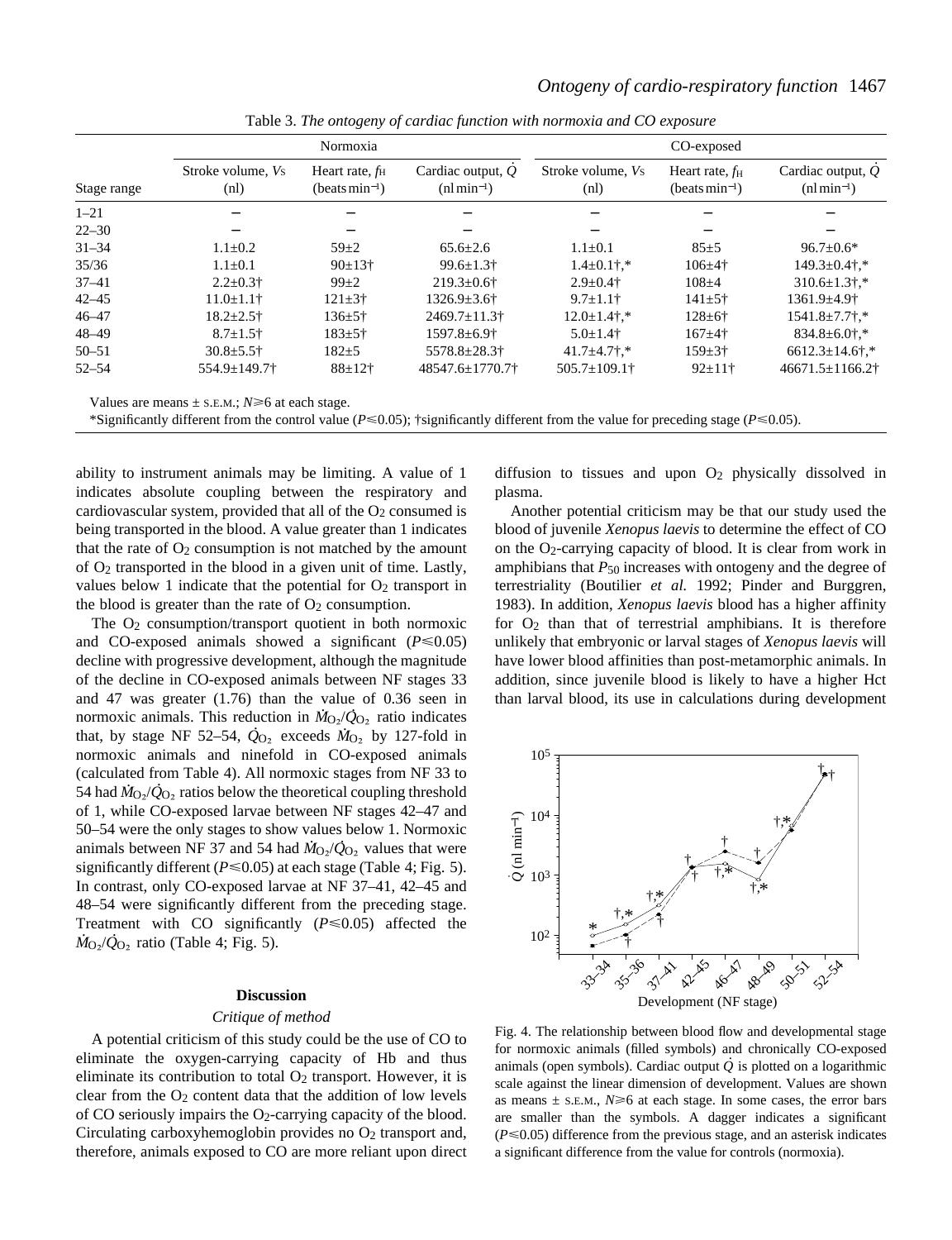Table 3. *The ontogeny of cardiac function with normoxia and CO exposure*

| | Normoxia | | | CO-exposed | | |
|---|---|---|---|---|---|---|
| Stage range | Stroke volume, $V_S$ (nl) | Heart rate, $f_H$ (beats min$^{-1}$) | Cardiac output, $\dot{Q}$ (nl min$^{-1}$) | Stroke volume, $V_S$ (nl) | Heart rate, $f_H$ (beats min$^{-1}$) | Cardiac output, $\dot{Q}$ (nl min$^{-1}$) |
| 1–21 | – | – | – | – | – | – |
| 22–30 | – | – | – | – | – | – |
| 31–34 | 1.1±0.2 | 59±2 | 65.6±2.6 | 1.1±0.1 | 85±5 | 96.7±0.6* |
| 35/36 | 1.1±0.1 | 90±13† | 99.6±1.3† | 1.4±0.1†,* | 106±4† | 149.3±0.4†,* |
| 37–41 | 2.2±0.3† | 99±2 | 219.3±0.6† | 2.9±0.4† | 108±4 | 310.6±1.3†,* |
| 42–45 | 11.0±1.1† | 121±3† | 1326.9±3.6† | 9.7±1.1† | 141±5† | 1361.9±4.9† |
| 46–47 | 18.2±2.5† | 136±5† | 2469.7±11.3† | 12.0±1.4†,* | 128±6† | 1541.8±7.7†,* |
| 48–49 | 8.7±1.5† | 183±5† | 1597.8±6.9† | 5.0±1.4† | 167±4† | 834.8±6.0†,* |
| 50–51 | 30.8±5.5† | 182±5 | 5578.8±28.3† | 41.7±4.7†,* | 159±3† | 6612.3±14.6†,* |
| 52–54 | 554.9±149.7† | 88±12† | 48547.6±1770.7† | 505.7±109.1† | 92±11† | 46671.5±1166.2† |

Values are means ± S.E.M.; $N\geq6$ at each stage.

*Significantly different from the control value ($P\leq0.05$); †significantly different from the value for preceding stage ($P\leq0.05$).

ability to instrument animals may be limiting. A value of 1 indicates absolute coupling between the respiratory and cardiovascular system, provided that all of the $O_2$ consumed is being transported in the blood. A value greater than 1 indicates that the rate of $O_2$ consumption is not matched by the amount of $O_2$ transported in the blood in a given unit of time. Lastly, values below 1 indicate that the potential for $O_2$ transport in the blood is greater than the rate of $O_2$ consumption.

The $O_2$ consumption/transport quotient in both normoxic and CO-exposed animals showed a significant ($P\leq0.05$) decline with progressive development, although the magnitude of the decline in CO-exposed animals between NF stages 33 and 47 was greater (1.76) than the value of 0.36 seen in normoxic animals. This reduction in $\dot{M}_{O_2}/\dot{Q}_{O_2}$ ratio indicates that, by stage NF 52–54, $\dot{Q}_{O_2}$ exceeds $\dot{M}_{O_2}$ by 127-fold in normoxic animals and ninefold in CO-exposed animals (calculated from Table 4). All normoxic stages from NF 33 to 54 had $\dot{M}_{O_2}/\dot{Q}_{O_2}$ ratios below the theoretical coupling threshold of 1, while CO-exposed larvae between NF stages 42–47 and 50–54 were the only stages to show values below 1. Normoxic animals between NF 37 and 54 had $\dot{M}_{O_2}/\dot{Q}_{O_2}$ values that were significantly different ($P\leq0.05$) at each stage (Table 4; Fig. 5). In contrast, only CO-exposed larvae at NF 37–41, 42–45 and 48–54 were significantly different from the preceding stage. Treatment with CO significantly ($P\leq0.05$) affected the $\dot{M}_{O_2}/\dot{Q}_{O_2}$ ratio (Table 4; Fig. 5).

## Discussion

### *Critique of method*

A potential criticism of this study could be the use of CO to eliminate the oxygen-carrying capacity of Hb and thus eliminate its contribution to total $O_2$ transport. However, it is clear from the $O_2$ content data that the addition of low levels of CO seriously impairs the $O_2$-carrying capacity of the blood. Circulating carboxyhemoglobin provides no $O_2$ transport and, therefore, animals exposed to CO are more reliant upon direct diffusion to tissues and upon $O_2$ physically dissolved in plasma.

Another potential criticism may be that our study used the blood of juvenile *Xenopus laevis* to determine the effect of CO on the $O_2$-carrying capacity of blood. It is clear from work in amphibians that $P_{50}$ increases with ontogeny and the degree of terrestriality (Boutilier *et al.* 1992; Pinder and Burggren, 1983). In addition, *Xenopus laevis* blood has a higher affinity for $O_2$ than that of terrestrial amphibians. It is therefore unlikely that embryonic or larval stages of *Xenopus laevis* will have lower blood affinities than post-metamorphic animals. In addition, since juvenile blood is likely to have a higher Hct than larval blood, its use in calculations during development

Fig. 4. The relationship between blood flow and developmental stage for normoxic animals (filled symbols) and chronically CO-exposed animals (open symbols). Cardiac output $\dot{Q}$ is plotted on a logarithmic scale against the linear dimension of development. Values are shown as means ± S.E.M., $N\geq6$ at each stage. In some cases, the error bars are smaller than the symbols. A dagger indicates a significant ($P\leq0.05$) difference from the previous stage, and an asterisk indicates a significant difference from the value for controls (normoxia).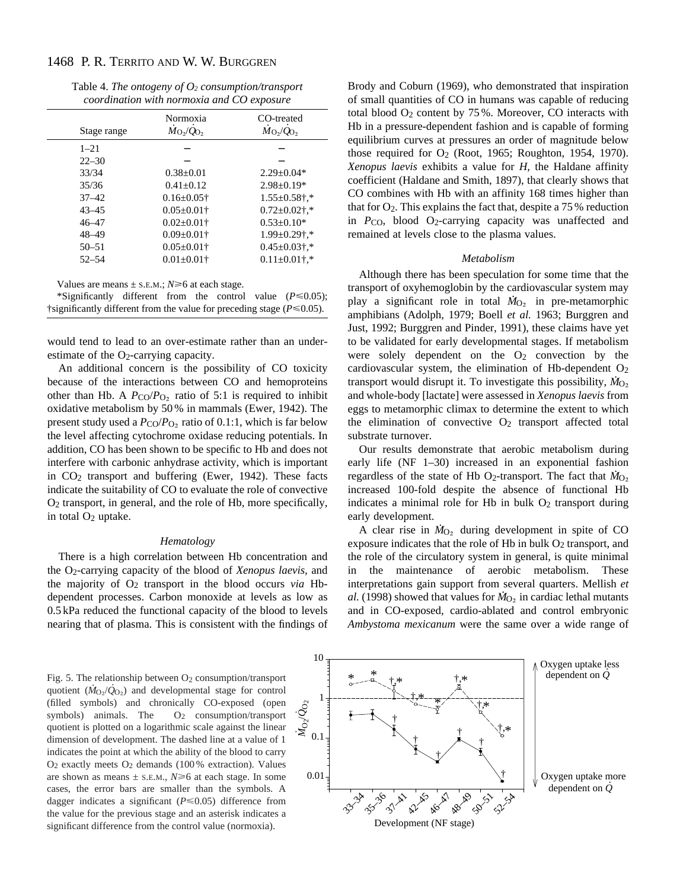Table 4. *The ontogeny of $O_2$ consumption/transport coordination with normoxia and CO exposure*

| Stage range | Normoxia $\dot{M}_{O_2}/\dot{Q}_{O_2}$ | CO-treated $\dot{M}_{O_2}/\dot{Q}_{O_2}$ |
|---|---|---|
| 1–21 | – | – |
| 22–30 | – | – |
| 33/34 | 0.38±0.01 | 2.29±0.04* |
| 35/36 | 0.41±0.12 | 2.98±0.19* |
| 37–42 | 0.16±0.05† | 1.55±0.58†,* |
| 43–45 | 0.05±0.01† | 0.72±0.02†,* |
| 46–47 | 0.02±0.01† | 0.53±0.10* |
| 48–49 | 0.09±0.01† | 1.99±0.29†,* |
| 50–51 | 0.05±0.01† | 0.45±0.03†,* |
| 52–54 | 0.01±0.01† | 0.11±0.01†,* |

Values are means ± S.E.M.; $N \geq 6$ at each stage.

*Significantly different from the control value ($P \leq 0.05$); †significantly different from the value for preceding stage ($P \leq 0.05$).

would tend to lead to an over-estimate rather than an under-estimate of the $O_2$-carrying capacity.

An additional concern is the possibility of CO toxicity because of the interactions between CO and hemoproteins other than Hb. A $P_{CO}/P_{O_2}$ ratio of 5:1 is required to inhibit oxidative metabolism by 50 % in mammals (Ewer, 1942). The present study used a $P_{CO}/P_{O_2}$ ratio of 0.1:1, which is far below the level affecting cytochrome oxidase reducing potentials. In addition, CO has been shown to be specific to Hb and does not interfere with carbonic anhydrase activity, which is important in $CO_2$ transport and buffering (Ewer, 1942). These facts indicate the suitability of CO to evaluate the role of convective $O_2$ transport, in general, and the role of Hb, more specifically, in total $O_2$ uptake.

### *Hematology*

There is a high correlation between Hb concentration and the $O_2$-carrying capacity of the blood of *Xenopus laevis*, and the majority of $O_2$ transport in the blood occurs *via* Hb-dependent processes. Carbon monoxide at levels as low as 0.5 kPa reduced the functional capacity of the blood to levels nearing that of plasma. This is consistent with the findings of Brody and Coburn (1969), who demonstrated that inspiration of small quantities of CO in humans was capable of reducing total blood $O_2$ content by 75 %. Moreover, CO interacts with Hb in a pressure-dependent fashion and is capable of forming equilibrium curves at pressures an order of magnitude below those required for $O_2$ (Root, 1965; Roughton, 1954, 1970). *Xenopus laevis* exhibits a value for *H*, the Haldane affinity coefficient (Haldane and Smith, 1897), that clearly shows that CO combines with Hb with an affinity 168 times higher than that for $O_2$. This explains the fact that, despite a 75 % reduction in $P_{CO}$, blood $O_2$-carrying capacity was unaffected and remained at levels close to the plasma values.

### *Metabolism*

Although there has been speculation for some time that the transport of oxyhemoglobin by the cardiovascular system may play a significant role in total $\dot{M}_{O_2}$ in pre-metamorphic amphibians (Adolph, 1979; Boell *et al.* 1963; Burggren and Just, 1992; Burggren and Pinder, 1991), these claims have yet to be validated for early developmental stages. If metabolism were solely dependent on the $O_2$ convection by the cardiovascular system, the elimination of Hb-dependent $O_2$ transport would disrupt it. To investigate this possibility, $\dot{M}_{O_2}$ and whole-body [lactate] were assessed in *Xenopus laevis* from eggs to metamorphic climax to determine the extent to which the elimination of convective $O_2$ transport affected total substrate turnover.

Our results demonstrate that aerobic metabolism during early life (NF 1–30) increased in an exponential fashion regardless of the state of Hb $O_2$-transport. The fact that $\dot{M}_{O_2}$ increased 100-fold despite the absence of functional Hb indicates a minimal role for Hb in bulk $O_2$ transport during early development.

A clear rise in $\dot{M}_{O_2}$ during development in spite of CO exposure indicates that the role of Hb in bulk $O_2$ transport, and the role of the circulatory system in general, is quite minimal in the maintenance of aerobic metabolism. These interpretations gain support from several quarters. Mellish *et al.* (1998) showed that values for $\dot{M}_{O_2}$ in cardiac lethal mutants and in CO-exposed, cardio-ablated and control embryonic *Ambystoma mexicanum* were the same over a wide range of

Fig. 5. The relationship between $O_2$ consumption/transport quotient ($\dot{M}_{O_2}/\dot{Q}_{O_2}$) and developmental stage for control (filled symbols) and chronically CO-exposed (open symbols) animals. The $O_2$ consumption/transport quotient is plotted on a logarithmic scale against the linear dimension of development. The dashed line at a value of 1 indicates the point at which the ability of the blood to carry $O_2$ exactly meets $O_2$ demands (100 % extraction). Values are shown as means ± S.E.M., $N \geq 6$ at each stage. In some cases, the error bars are smaller than the symbols. A dagger indicates a significant ($P \leq 0.05$) difference from the value for the previous stage and an asterisk indicates a significant difference from the control value (normoxia).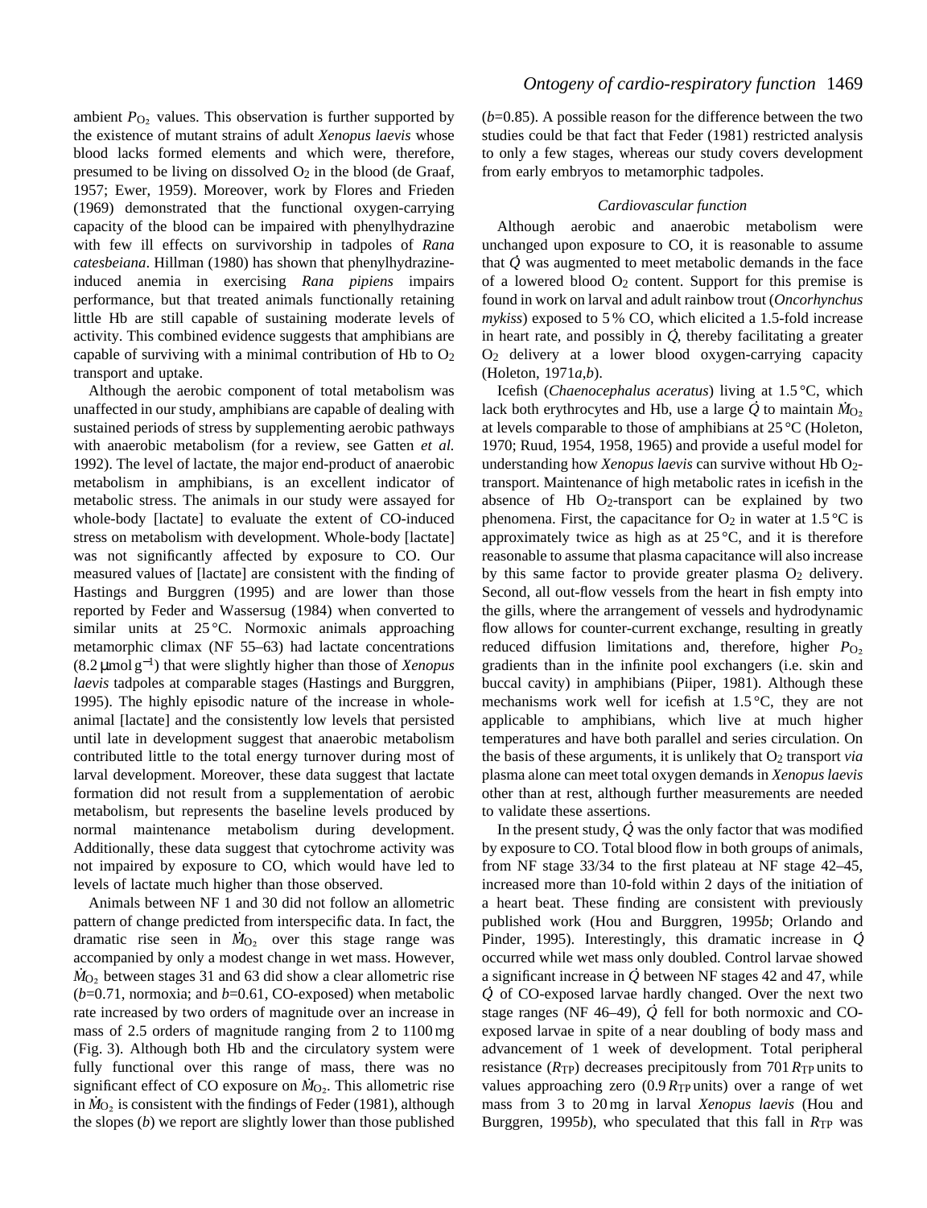ambient $P_{O_2}$ values. This observation is further supported by the existence of mutant strains of adult *Xenopus laevis* whose blood lacks formed elements and which were, therefore, presumed to be living on dissolved $O_2$ in the blood (de Graaf, 1957; Ewer, 1959). Moreover, work by Flores and Frieden (1969) demonstrated that the functional oxygen-carrying capacity of the blood can be impaired with phenylhydrazine with few ill effects on survivorship in tadpoles of *Rana catesbeiana*. Hillman (1980) has shown that phenylhydrazine-induced anemia in exercising *Rana pipiens* impairs performance, but that treated animals functionally retaining little Hb are still capable of sustaining moderate levels of activity. This combined evidence suggests that amphibians are capable of surviving with a minimal contribution of Hb to $O_2$ transport and uptake.

Although the aerobic component of total metabolism was unaffected in our study, amphibians are capable of dealing with sustained periods of stress by supplementing aerobic pathways with anaerobic metabolism (for a review, see Gatten *et al.* 1992). The level of lactate, the major end-product of anaerobic metabolism in amphibians, is an excellent indicator of metabolic stress. The animals in our study were assayed for whole-body [lactate] to evaluate the extent of CO-induced stress on metabolism with development. Whole-body [lactate] was not significantly affected by exposure to CO. Our measured values of [lactate] are consistent with the finding of Hastings and Burggren (1995) and are lower than those reported by Feder and Wassersug (1984) when converted to similar units at 25 °C. Normoxic animals approaching metamorphic climax (NF 55–63) had lactate concentrations (8.2 μmol $g^{-1}$) that were slightly higher than those of *Xenopus laevis* tadpoles at comparable stages (Hastings and Burggren, 1995). The highly episodic nature of the increase in whole-animal [lactate] and the consistently low levels that persisted until late in development suggest that anaerobic metabolism contributed little to the total energy turnover during most of larval development. Moreover, these data suggest that lactate formation did not result from a supplementation of aerobic metabolism, but represents the baseline levels produced by normal maintenance metabolism during development. Additionally, these data suggest that cytochrome activity was not impaired by exposure to CO, which would have led to levels of lactate much higher than those observed.

Animals between NF 1 and 30 did not follow an allometric pattern of change predicted from interspecific data. In fact, the dramatic rise seen in $\dot{M}_{O_2}$ over this stage range was accompanied by only a modest change in wet mass. However, $\dot{M}_{O_2}$ between stages 31 and 63 did show a clear allometric rise ($b$=0.71, normoxia; and $b$=0.61, CO-exposed) when metabolic rate increased by two orders of magnitude over an increase in mass of 2.5 orders of magnitude ranging from 2 to 1100 mg (Fig. 3). Although both Hb and the circulatory system were fully functional over this range of mass, there was no significant effect of CO exposure on $\dot{M}_{O_2}$. This allometric rise in $\dot{M}_{O_2}$ is consistent with the findings of Feder (1981), although the slopes ($b$) we report are slightly lower than those published ($b$=0.85). A possible reason for the difference between the two studies could be that fact that Feder (1981) restricted analysis to only a few stages, whereas our study covers development from early embryos to metamorphic tadpoles.

### *Cardiovascular function*

Although aerobic and anaerobic metabolism were unchanged upon exposure to CO, it is reasonable to assume that $\dot{Q}$ was augmented to meet metabolic demands in the face of a lowered blood $O_2$ content. Support for this premise is found in work on larval and adult rainbow trout (*Oncorhynchus mykiss*) exposed to 5 % CO, which elicited a 1.5-fold increase in heart rate, and possibly in $\dot{Q}$, thereby facilitating a greater $O_2$ delivery at a lower blood oxygen-carrying capacity (Holeton, 1971*a*,*b*).

Icefish (*Chaenocephalus aceratus*) living at 1.5 °C, which lack both erythrocytes and Hb, use a large $\dot{Q}$ to maintain $\dot{M}_{O_2}$ at levels comparable to those of amphibians at 25 °C (Holeton, 1970; Ruud, 1954, 1958, 1965) and provide a useful model for understanding how *Xenopus laevis* can survive without Hb $O_2$-transport. Maintenance of high metabolic rates in icefish in the absence of Hb $O_2$-transport can be explained by two phenomena. First, the capacitance for $O_2$ in water at 1.5 °C is approximately twice as high as at 25 °C, and it is therefore reasonable to assume that plasma capacitance will also increase by this same factor to provide greater plasma $O_2$ delivery. Second, all out-flow vessels from the heart in fish empty into the gills, where the arrangement of vessels and hydrodynamic flow allows for counter-current exchange, resulting in greatly reduced diffusion limitations and, therefore, higher $P_{O_2}$ gradients than in the infinite pool exchangers (i.e. skin and buccal cavity) in amphibians (Piiper, 1981). Although these mechanisms work well for icefish at 1.5 °C, they are not applicable to amphibians, which live at much higher temperatures and have both parallel and series circulation. On the basis of these arguments, it is unlikely that $O_2$ transport *via* plasma alone can meet total oxygen demands in *Xenopus laevis* other than at rest, although further measurements are needed to validate these assertions.

In the present study, $\dot{Q}$ was the only factor that was modified by exposure to CO. Total blood flow in both groups of animals, from NF stage 33/34 to the first plateau at NF stage 42–45, increased more than 10-fold within 2 days of the initiation of a heart beat. These finding are consistent with previously published work (Hou and Burggren, 1995*b*; Orlando and Pinder, 1995). Interestingly, this dramatic increase in $\dot{Q}$ occurred while wet mass only doubled. Control larvae showed a significant increase in $\dot{Q}$ between NF stages 42 and 47, while $\dot{Q}$ of CO-exposed larvae hardly changed. Over the next two stage ranges (NF 46–49), $\dot{Q}$ fell for both normoxic and CO-exposed larvae in spite of a near doubling of body mass and advancement of 1 week of development. Total peripheral resistance ($R_{TP}$) decreases precipitously from 701 $R_{TP}$ units to values approaching zero (0.9 $R_{TP}$ units) over a range of wet mass from 3 to 20 mg in larval *Xenopus laevis* (Hou and Burggren, 1995*b*), who speculated that this fall in $R_{TP}$ was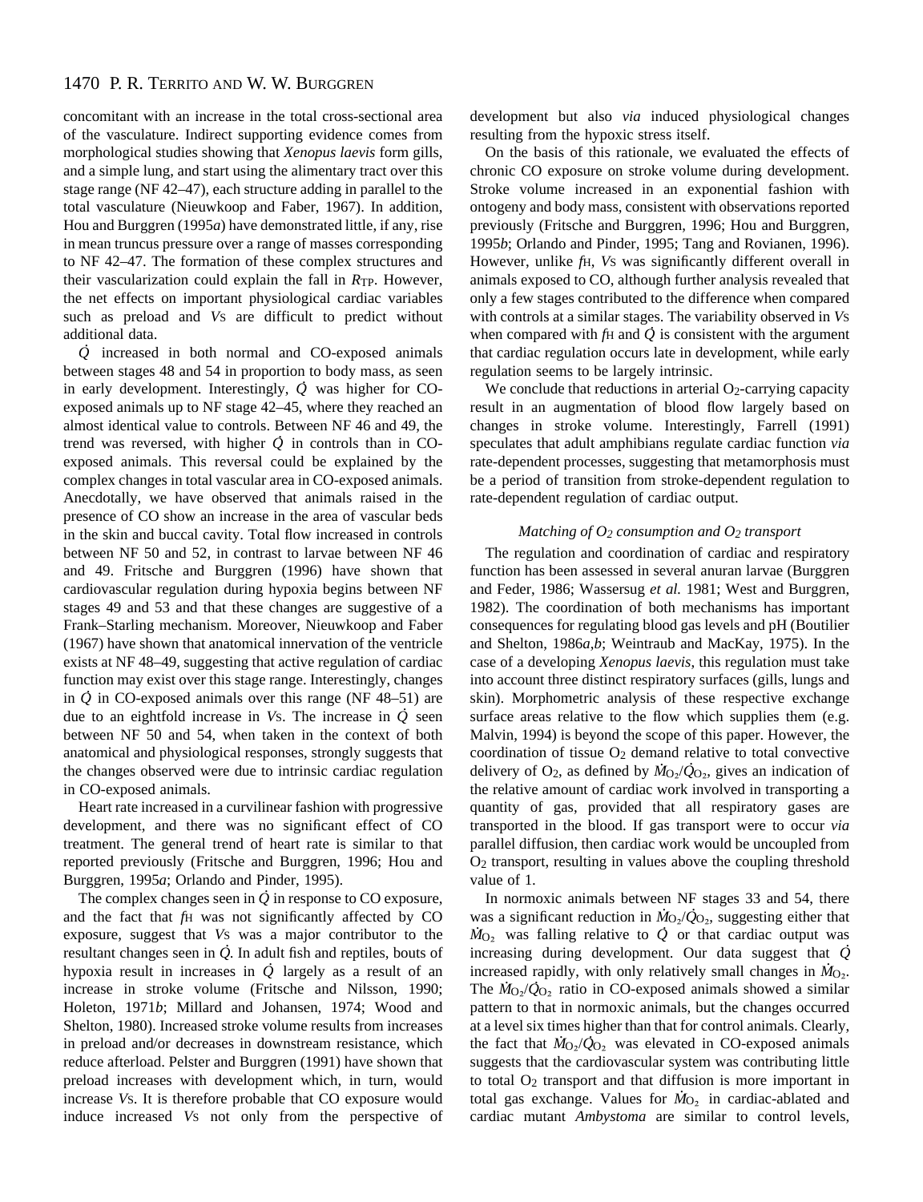concomitant with an increase in the total cross-sectional area of the vasculature. Indirect supporting evidence comes from morphological studies showing that *Xenopus laevis* form gills, and a simple lung, and start using the alimentary tract over this stage range (NF 42–47), each structure adding in parallel to the total vasculature (Nieuwkoop and Faber, 1967). In addition, Hou and Burggren (1995*a*) have demonstrated little, if any, rise in mean truncus pressure over a range of masses corresponding to NF 42–47. The formation of these complex structures and their vascularization could explain the fall in $R_{TP}$. However, the net effects on important physiological cardiac variables such as preload and $V_S$ are difficult to predict without additional data.

$\dot{Q}$ increased in both normal and CO-exposed animals between stages 48 and 54 in proportion to body mass, as seen in early development. Interestingly, $\dot{Q}$ was higher for CO-exposed animals up to NF stage 42–45, where they reached an almost identical value to controls. Between NF 46 and 49, the trend was reversed, with higher $\dot{Q}$ in controls than in CO-exposed animals. This reversal could be explained by the complex changes in total vascular area in CO-exposed animals. Anecdotally, we have observed that animals raised in the presence of CO show an increase in the area of vascular beds in the skin and buccal cavity. Total flow increased in controls between NF 50 and 52, in contrast to larvae between NF 46 and 49. Fritsche and Burggren (1996) have shown that cardiovascular regulation during hypoxia begins between NF stages 49 and 53 and that these changes are suggestive of a Frank–Starling mechanism. Moreover, Nieuwkoop and Faber (1967) have shown that anatomical innervation of the ventricle exists at NF 48–49, suggesting that active regulation of cardiac function may exist over this stage range. Interestingly, changes in $\dot{Q}$ in CO-exposed animals over this range (NF 48–51) are due to an eightfold increase in $V_S$. The increase in $\dot{Q}$ seen between NF 50 and 54, when taken in the context of both anatomical and physiological responses, strongly suggests that the changes observed were due to intrinsic cardiac regulation in CO-exposed animals.

Heart rate increased in a curvilinear fashion with progressive development, and there was no significant effect of CO treatment. The general trend of heart rate is similar to that reported previously (Fritsche and Burggren, 1996; Hou and Burggren, 1995*a*; Orlando and Pinder, 1995).

The complex changes seen in $\dot{Q}$ in response to CO exposure, and the fact that $f_H$ was not significantly affected by CO exposure, suggest that $V_S$ was a major contributor to the resultant changes seen in $\dot{Q}$. In adult fish and reptiles, bouts of hypoxia result in increases in $\dot{Q}$ largely as a result of an increase in stroke volume (Fritsche and Nilsson, 1990; Holeton, 1971*b*; Millard and Johansen, 1974; Wood and Shelton, 1980). Increased stroke volume results from increases in preload and/or decreases in downstream resistance, which reduce afterload. Pelster and Burggren (1991) have shown that preload increases with development which, in turn, would increase $V_S$. It is therefore probable that CO exposure would induce increased $V_S$ not only from the perspective of development but also *via* induced physiological changes resulting from the hypoxic stress itself.

On the basis of this rationale, we evaluated the effects of chronic CO exposure on stroke volume during development. Stroke volume increased in an exponential fashion with ontogeny and body mass, consistent with observations reported previously (Fritsche and Burggren, 1996; Hou and Burggren, 1995*b*; Orlando and Pinder, 1995; Tang and Rovianen, 1996). However, unlike $f_H$, $V_S$ was significantly different overall in animals exposed to CO, although further analysis revealed that only a few stages contributed to the difference when compared with controls at a similar stages. The variability observed in $V_S$ when compared with $f_H$ and $\dot{Q}$ is consistent with the argument that cardiac regulation occurs late in development, while early regulation seems to be largely intrinsic.

We conclude that reductions in arterial $O_2$-carrying capacity result in an augmentation of blood flow largely based on changes in stroke volume. Interestingly, Farrell (1991) speculates that adult amphibians regulate cardiac function *via* rate-dependent processes, suggesting that metamorphosis must be a period of transition from stroke-dependent regulation to rate-dependent regulation of cardiac output.

### *Matching of $O_2$ consumption and $O_2$ transport*

The regulation and coordination of cardiac and respiratory function has been assessed in several anuran larvae (Burggren and Feder, 1986; Wassersug *et al.* 1981; West and Burggren, 1982). The coordination of both mechanisms has important consequences for regulating blood gas levels and pH (Boutilier and Shelton, 1986*a*,*b*; Weintraub and MacKay, 1975). In the case of a developing *Xenopus laevis,* this regulation must take into account three distinct respiratory surfaces (gills, lungs and skin). Morphometric analysis of these respective exchange surface areas relative to the flow which supplies them (e.g. Malvin, 1994) is beyond the scope of this paper. However, the coordination of tissue $O_2$ demand relative to total convective delivery of $O_2$, as defined by $\dot{M}_{O_2}/\dot{Q}_{O_2}$, gives an indication of the relative amount of cardiac work involved in transporting a quantity of gas, provided that all respiratory gases are transported in the blood. If gas transport were to occur *via* parallel diffusion, then cardiac work would be uncoupled from $O_2$ transport, resulting in values above the coupling threshold value of 1.

In normoxic animals between NF stages 33 and 54, there was a significant reduction in $\dot{M}_{O_2}/\dot{Q}_{O_2}$, suggesting either that $\dot{M}_{O_2}$ was falling relative to $\dot{Q}$ or that cardiac output was increasing during development. Our data suggest that $\dot{Q}$ increased rapidly, with only relatively small changes in $\dot{M}_{O_2}$. The $\dot{M}_{O_2}/\dot{Q}_{O_2}$ ratio in CO-exposed animals showed a similar pattern to that in normoxic animals, but the changes occurred at a level six times higher than that for control animals. Clearly, the fact that $\dot{M}_{O_2}/\dot{Q}_{O_2}$ was elevated in CO-exposed animals suggests that the cardiovascular system was contributing little to total $O_2$ transport and that diffusion is more important in total gas exchange. Values for $\dot{M}_{O_2}$ in cardiac-ablated and cardiac mutant *Ambystoma* are similar to control levels,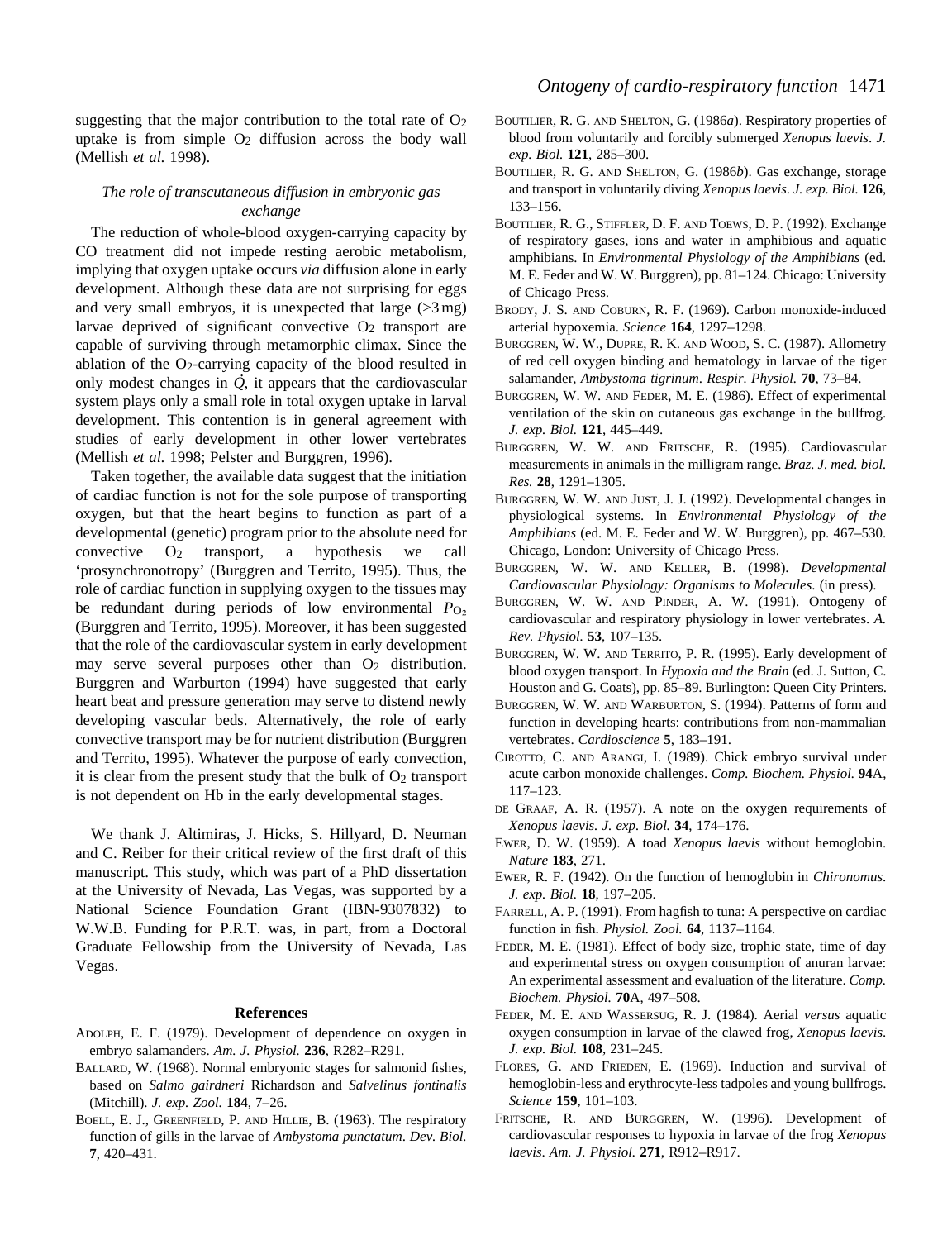suggesting that the major contribution to the total rate of $O_2$ uptake is from simple $O_2$ diffusion across the body wall (Mellish *et al.* 1998).

### *The role of transcutaneous diffusion in embryonic gas exchange*

The reduction of whole-blood oxygen-carrying capacity by CO treatment did not impede resting aerobic metabolism, implying that oxygen uptake occurs *via* diffusion alone in early development. Although these data are not surprising for eggs and very small embryos, it is unexpected that large (>3 mg) larvae deprived of significant convective $O_2$ transport are capable of surviving through metamorphic climax. Since the ablation of the $O_2$-carrying capacity of the blood resulted in only modest changes in $\dot{Q}$, it appears that the cardiovascular system plays only a small role in total oxygen uptake in larval development. This contention is in general agreement with studies of early development in other lower vertebrates (Mellish *et al.* 1998; Pelster and Burggren, 1996).

Taken together, the available data suggest that the initiation of cardiac function is not for the sole purpose of transporting oxygen, but that the heart begins to function as part of a developmental (genetic) program prior to the absolute need for convective $O_2$ transport, a hypothesis we call 'prosynchronotropy' (Burggren and Territo, 1995). Thus, the role of cardiac function in supplying oxygen to the tissues may be redundant during periods of low environmental $P_{O_2}$ (Burggren and Territo, 1995). Moreover, it has been suggested that the role of the cardiovascular system in early development may serve several purposes other than $O_2$ distribution. Burggren and Warburton (1994) have suggested that early heart beat and pressure generation may serve to distend newly developing vascular beds. Alternatively, the role of early convective transport may be for nutrient distribution (Burggren and Territo, 1995). Whatever the purpose of early convection, it is clear from the present study that the bulk of $O_2$ transport is not dependent on Hb in the early developmental stages.

We thank J. Altimiras, J. Hicks, S. Hillyard, D. Neuman and C. Reiber for their critical review of the first draft of this manuscript. This study, which was part of a PhD dissertation at the University of Nevada, Las Vegas, was supported by a National Science Foundation Grant (IBN-9307832) to W.W.B. Funding for P.R.T. was, in part, from a Doctoral Graduate Fellowship from the University of Nevada, Las Vegas.

## References

Adolph, E. F. (1979). Development of dependence on oxygen in embryo salamanders. *Am. J. Physiol.* **236**, R282–R291.

Ballard, W. (1968). Normal embryonic stages for salmonid fishes, based on *Salmo gairdneri* Richardson and *Salvelinus fontinalis* (Mitchill). *J. exp. Zool.* **184**, 7–26.

Boell, E. J., Greenfield, P. and Hillie, B. (1963). The respiratory function of gills in the larvae of *Ambystoma punctatum*. *Dev. Biol.* **7**, 420–431.

Boutilier, R. G. and Shelton, G. (1986*a*). Respiratory properties of blood from voluntarily and forcibly submerged *Xenopus laevis*. *J. exp. Biol.* **121**, 285–300.

Boutilier, R. G. and Shelton, G. (1986*b*). Gas exchange, storage and transport in voluntarily diving *Xenopus laevis*. *J. exp. Biol.* **126**, 133–156.

Boutilier, R. G., Stiffler, D. F. and Toews, D. P. (1992). Exchange of respiratory gases, ions and water in amphibious and aquatic amphibians. In *Environmental Physiology of the Amphibians* (ed. M. E. Feder and W. W. Burggren), pp. 81–124. Chicago: University of Chicago Press.

Brody, J. S. and Coburn, R. F. (1969). Carbon monoxide-induced arterial hypoxemia. *Science* **164**, 1297–1298.

Burggren, W. W., Dupre, R. K. and Wood, S. C. (1987). Allometry of red cell oxygen binding and hematology in larvae of the tiger salamander, *Ambystoma tigrinum*. *Respir. Physiol.* **70**, 73–84.

Burggren, W. W. and Feder, M. E. (1986). Effect of experimental ventilation of the skin on cutaneous gas exchange in the bullfrog. *J. exp. Biol.* **121**, 445–449.

Burggren, W. W. and Fritsche, R. (1995). Cardiovascular measurements in animals in the milligram range. *Braz. J. med. biol. Res.* **28**, 1291–1305.

Burggren, W. W. and Just, J. J. (1992). Developmental changes in physiological systems. In *Environmental Physiology of the Amphibians* (ed. M. E. Feder and W. W. Burggren), pp. 467–530. Chicago, London: University of Chicago Press.

Burggren, W. W. and Keller, B. (1998). *Developmental Cardiovascular Physiology: Organisms to Molecules*. (in press).

Burggren, W. W. and Pinder, A. W. (1991). Ontogeny of cardiovascular and respiratory physiology in lower vertebrates. *A. Rev. Physiol.* **53**, 107–135.

Burggren, W. W. and Territo, P. R. (1995). Early development of blood oxygen transport. In *Hypoxia and the Brain* (ed. J. Sutton, C. Houston and G. Coats), pp. 85–89. Burlington: Queen City Printers.

Burggren, W. W. and Warburton, S. (1994). Patterns of form and function in developing hearts: contributions from non-mammalian vertebrates. *Cardioscience* **5**, 183–191.

Cirotto, C. and Arangi, I. (1989). Chick embryo survival under acute carbon monoxide challenges. *Comp. Biochem. Physiol.* **94**A, 117–123.

de Graaf, A. R. (1957). A note on the oxygen requirements of *Xenopus laevis*. *J. exp. Biol.* **34**, 174–176.

Ewer, D. W. (1959). A toad *Xenopus laevis* without hemoglobin. *Nature* **183**, 271.

Ewer, R. F. (1942). On the function of hemoglobin in *Chironomus*. *J. exp. Biol.* **18**, 197–205.

Farrell, A. P. (1991). From hagfish to tuna: A perspective on cardiac function in fish. *Physiol. Zool.* **64**, 1137–1164.

Feder, M. E. (1981). Effect of body size, trophic state, time of day and experimental stress on oxygen consumption of anuran larvae: An experimental assessment and evaluation of the literature. *Comp. Biochem. Physiol.* **70**A, 497–508.

Feder, M. E. and Wassersug, R. J. (1984). Aerial *versus* aquatic oxygen consumption in larvae of the clawed frog, *Xenopus laevis*. *J. exp. Biol.* **108**, 231–245.

Flores, G. and Frieden, E. (1969). Induction and survival of hemoglobin-less and erythrocyte-less tadpoles and young bullfrogs. *Science* **159**, 101–103.

Fritsche, R. and Burggren, W. (1996). Development of cardiovascular responses to hypoxia in larvae of the frog *Xenopus laevis*. *Am. J. Physiol.* **271**, R912–R917.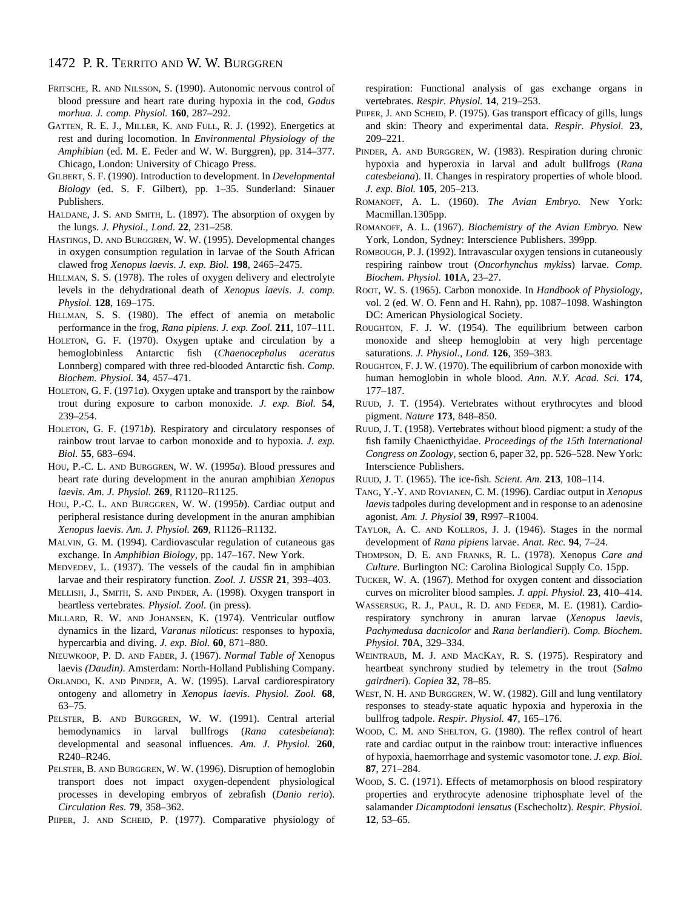Fritsche, R. and Nilsson, S. (1990). Autonomic nervous control of blood pressure and heart rate during hypoxia in the cod, *Gadus morhua*. *J. comp. Physiol.* **160**, 287–292.

Gatten, R. E. J., Miller, K. and Full, R. J. (1992). Energetics at rest and during locomotion. In *Environmental Physiology of the Amphibian* (ed. M. E. Feder and W. W. Burggren), pp. 314–377. Chicago, London: University of Chicago Press.

Gilbert, S. F. (1990). Introduction to development. In *Developmental Biology* (ed. S. F. Gilbert), pp. 1–35. Sunderland: Sinauer Publishers.

Haldane, J. S. and Smith, L. (1897). The absorption of oxygen by the lungs. *J. Physiol., Lond.* **22**, 231–258.

Hastings, D. and Burggren, W. W. (1995). Developmental changes in oxygen consumption regulation in larvae of the South African clawed frog *Xenopus laevis*. *J. exp. Biol.* **198**, 2465–2475.

Hillman, S. S. (1978). The roles of oxygen delivery and electrolyte levels in the dehydrational death of *Xenopus laevis*. *J. comp. Physiol.* **128**, 169–175.

Hillman, S. S. (1980). The effect of anemia on metabolic performance in the frog, *Rana pipiens*. *J. exp. Zool.* **211**, 107–111.

Holeton, G. F. (1970). Oxygen uptake and circulation by a hemoglobinless Antarctic fish (*Chaenocephalus aceratus* Lonnberg) compared with three red-blooded Antarctic fish. *Comp. Biochem. Physiol.* **34**, 457–471.

Holeton, G. F. (1971*a*). Oxygen uptake and transport by the rainbow trout during exposure to carbon monoxide. *J. exp. Biol.* **54**, 239–254.

Holeton, G. F. (1971*b*). Respiratory and circulatory responses of rainbow trout larvae to carbon monoxide and to hypoxia. *J. exp. Biol.* **55**, 683–694.

Hou, P.-C. L. and Burggren, W. W. (1995*a*). Blood pressures and heart rate during development in the anuran amphibian *Xenopus laevis*. *Am. J. Physiol.* **269**, R1120–R1125.

Hou, P.-C. L. and Burggren, W. W. (1995*b*). Cardiac output and peripheral resistance during development in the anuran amphibian *Xenopus laevis*. *Am. J. Physiol.* **269**, R1126–R1132.

Malvin, G. M. (1994). Cardiovascular regulation of cutaneous gas exchange. In *Amphibian Biology*, pp. 147–167. New York.

Medvedev, L. (1937). The vessels of the caudal fin in amphibian larvae and their respiratory function. *Zool. J. USSR* **21**, 393–403.

Mellish, J., Smith, S. and Pinder, A. (1998). Oxygen transport in heartless vertebrates. *Physiol. Zool.* (in press).

Millard, R. W. and Johansen, K. (1974). Ventricular outflow dynamics in the lizard, *Varanus niloticus*: responses to hypoxia, hypercarbia and diving. *J. exp. Biol.* **60**, 871–880.

Nieuwkoop, P. D. and Faber, J. (1967). *Normal Table of* Xenopus laevis *(Daudin)*. Amsterdam: North-Holland Publishing Company.

Orlando, K. and Pinder, A. W. (1995). Larval cardiorespiratory ontogeny and allometry in *Xenopus laevis*. *Physiol. Zool.* **68**, 63–75.

Pelster, B. and Burggren, W. W. (1991). Central arterial hemodynamics in larval bullfrogs (*Rana catesbeiana*): developmental and seasonal influences. *Am. J. Physiol.* **260**, R240–R246.

Pelster, B. and Burggren, W. W. (1996). Disruption of hemoglobin transport does not impact oxygen-dependent physiological processes in developing embryos of zebrafish (*Danio rerio*). *Circulation Res.* **79**, 358–362.

Piiper, J. and Scheid, P. (1977). Comparative physiology of respiration: Functional analysis of gas exchange organs in vertebrates. *Respir. Physiol.* **14**, 219–253.

Piiper, J. and Scheid, P. (1975). Gas transport efficacy of gills, lungs and skin: Theory and experimental data. *Respir. Physiol.* **23**, 209–221.

Pinder, A. and Burggren, W. (1983). Respiration during chronic hypoxia and hyperoxia in larval and adult bullfrogs (*Rana catesbeiana*). II. Changes in respiratory properties of whole blood. *J. exp. Biol.* **105**, 205–213.

Romanoff, A. L. (1960). *The Avian Embryo.* New York: Macmillan.1305pp.

Romanoff, A. L. (1967). *Biochemistry of the Avian Embryo.* New York, London, Sydney: Interscience Publishers. 399pp.

Rombough, P. J. (1992). Intravascular oxygen tensions in cutaneously respiring rainbow trout (*Oncorhynchus mykiss*) larvae. *Comp. Biochem. Physiol.* **101**A, 23–27.

Root, W. S. (1965). Carbon monoxide. In *Handbook of Physiology*, vol. 2 (ed. W. O. Fenn and H. Rahn), pp. 1087–1098. Washington DC: American Physiological Society.

Roughton, F. J. W. (1954). The equilibrium between carbon monoxide and sheep hemoglobin at very high percentage saturations. *J. Physiol., Lond.* **126**, 359–383.

Roughton, F. J. W. (1970). The equilibrium of carbon monoxide with human hemoglobin in whole blood. *Ann. N.Y. Acad. Sci.* **174**, 177–187.

Ruud, J. T. (1954). Vertebrates without erythrocytes and blood pigment. *Nature* **173**, 848–850.

Ruud, J. T. (1958). Vertebrates without blood pigment: a study of the fish family Chaenicthyidae. *Proceedings of the 15th International Congress on Zoology*, section 6, paper 32, pp. 526–528. New York: Interscience Publishers.

Ruud, J. T. (1965). The ice-fish. *Scient. Am.* **213**, 108–114.

Tang, Y.-Y. and Rovianen, C. M. (1996). Cardiac output in *Xenopus laevis* tadpoles during development and in response to an adenosine agonist. *Am. J. Physiol* **39**, R997–R1004.

Taylor, A. C. and Kollros, J. J. (1946). Stages in the normal development of *Rana pipiens* larvae. *Anat. Rec.* **94**, 7–24.

Thompson, D. E. and Franks, R. L. (1978). Xenopus *Care and Culture*. Burlington NC: Carolina Biological Supply Co. 15pp.

Tucker, W. A. (1967). Method for oxygen content and dissociation curves on microliter blood samples. *J. appl. Physiol.* **23**, 410–414.

Wassersug, R. J., Paul, R. D. and Feder, M. E. (1981). Cardio-respiratory synchrony in anuran larvae (*Xenopus laevis*, *Pachymedusa dacnicolor* and *Rana berlandieri*). *Comp. Biochem. Physiol.* **70**A, 329–334.

Weintraub, M. J. and MacKay, R. S. (1975). Respiratory and heartbeat synchrony studied by telemetry in the trout (*Salmo gairdneri*). *Copiea* **32**, 78–85.

West, N. H. and Burggren, W. W. (1982). Gill and lung ventilatory responses to steady-state aquatic hypoxia and hyperoxia in the bullfrog tadpole. *Respir. Physiol.* **47**, 165–176.

Wood, C. M. and Shelton, G. (1980). The reflex control of heart rate and cardiac output in the rainbow trout: interactive influences of hypoxia, haemorrhage and systemic vasomotor tone. *J. exp. Biol.* **87**, 271–284.

Wood, S. C. (1971). Effects of metamorphosis on blood respiratory properties and erythrocyte adenosine triphosphate level of the salamander *Dicamptodoni iensatus* (Eschecholtz). *Respir. Physiol.* **12**, 53–65.